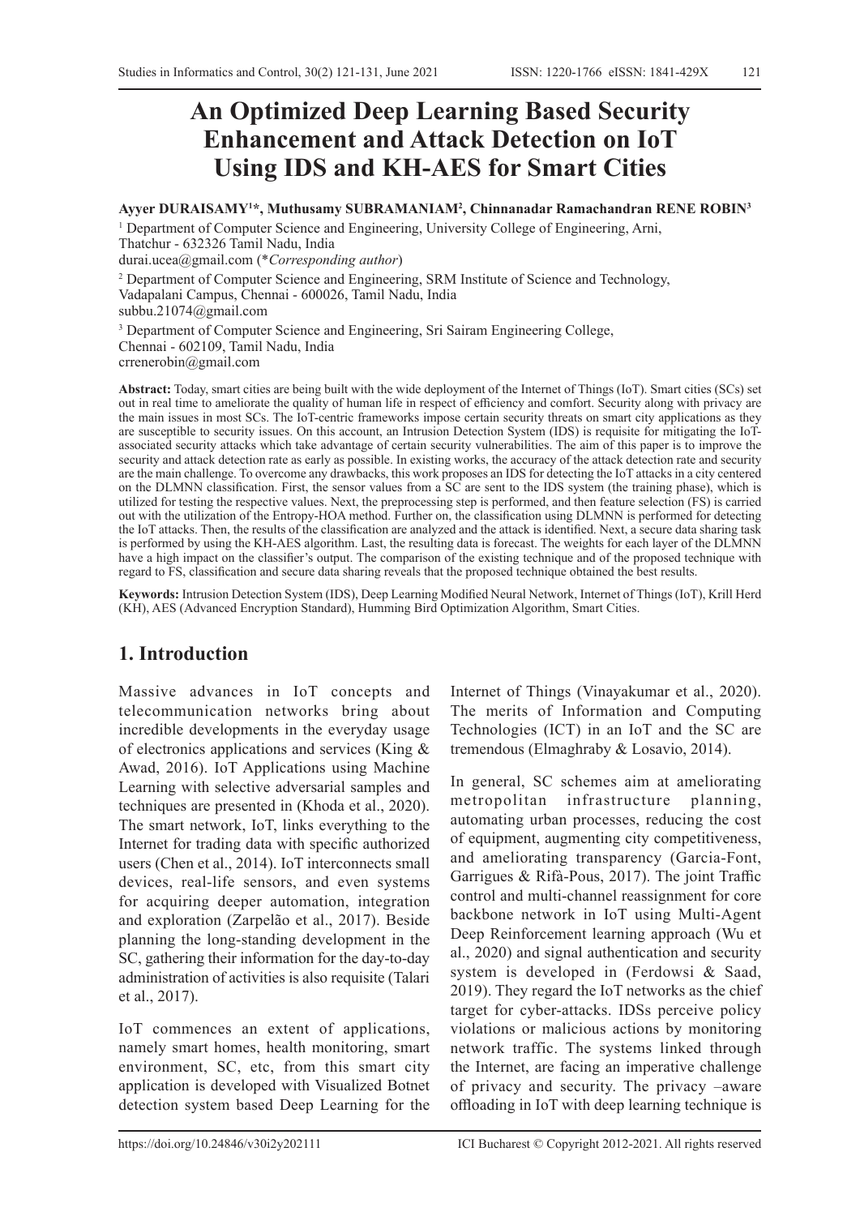# An Optimized Deep Learning Based Security Enhancement and Attack Detection on IoT Using IDS and KH-AES for Smart Cities

**Ayyer DURAISAMY[1]*, Muthusamy SUBRAMANIAM[2], Chinnanadar Ramachandran RENE ROBIN[3]**

[1] Department of Computer Science and Engineering, University College of Engineering, Arni, Thatchur - 632326 Tamil Nadu, India
durai.ucea@gmail.com (**Corresponding author*)

[2] Department of Computer Science and Engineering, SRM Institute of Science and Technology, Vadapalani Campus, Chennai - 600026, Tamil Nadu, India
subbu.21074@gmail.com

[3] Department of Computer Science and Engineering, Sri Sairam Engineering College, Chennai - 602109, Tamil Nadu, India
crrenerobin@gmail.com

**Abstract:** Today, smart cities are being built with the wide deployment of the Internet of Things (IoT). Smart cities (SCs) set out in real time to ameliorate the quality of human life in respect of efficiency and comfort. Security along with privacy are the main issues in most SCs. The IoT-centric frameworks impose certain security threats on smart city applications as they are susceptible to security issues. On this account, an Intrusion Detection System (IDS) is requisite for mitigating the IoT-associated security attacks which take advantage of certain security vulnerabilities. The aim of this paper is to improve the security and attack detection rate as early as possible. In existing works, the accuracy of the attack detection rate and security are the main challenge. To overcome any drawbacks, this work proposes an IDS for detecting the IoT attacks in a city centered on the DLMNN classification. First, the sensor values from a SC are sent to the IDS system (the training phase), which is utilized for testing the respective values. Next, the preprocessing step is performed, and then feature selection (FS) is carried out with the utilization of the Entropy-HOA method. Further on, the classification using DLMNN is performed for detecting the IoT attacks. Then, the results of the classification are analyzed and the attack is identified. Next, a secure data sharing task is performed by using the KH-AES algorithm. Last, the resulting data is forecast. The weights for each layer of the DLMNN have a high impact on the classifier's output. The comparison of the existing technique and of the proposed technique with regard to FS, classification and secure data sharing reveals that the proposed technique obtained the best results.

**Keywords:** Intrusion Detection System (IDS), Deep Learning Modified Neural Network, Internet of Things (IoT), Krill Herd (KH), AES (Advanced Encryption Standard), Humming Bird Optimization Algorithm, Smart Cities.

## 1. Introduction

Massive advances in IoT concepts and telecommunication networks bring about incredible developments in the everyday usage of electronics applications and services (King & Awad, 2016). IoT Applications using Machine Learning with selective adversarial samples and techniques are presented in (Khoda et al., 2020). The smart network, IoT, links everything to the Internet for trading data with specific authorized users (Chen et al., 2014). IoT interconnects small devices, real-life sensors, and even systems for acquiring deeper automation, integration and exploration (Zarpelão et al., 2017). Beside planning the long-standing development in the SC, gathering their information for the day-to-day administration of activities is also requisite (Talari et al., 2017).

IoT commences an extent of applications, namely smart homes, health monitoring, smart environment, SC, etc, from this smart city application is developed with Visualized Botnet detection system based Deep Learning for the Internet of Things (Vinayakumar et al., 2020). The merits of Information and Computing Technologies (ICT) in an IoT and the SC are tremendous (Elmaghraby & Losavio, 2014).

In general, SC schemes aim at ameliorating metropolitan infrastructure planning, automating urban processes, reducing the cost of equipment, augmenting city competitiveness, and ameliorating transparency (Garcia-Font, Garrigues & Rifà-Pous, 2017). The joint Traffic control and multi-channel reassignment for core backbone network in IoT using Multi-Agent Deep Reinforcement learning approach (Wu et al., 2020) and signal authentication and security system is developed in (Ferdowsi & Saad, 2019). They regard the IoT networks as the chief target for cyber-attacks. IDSs perceive policy violations or malicious actions by monitoring network traffic. The systems linked through the Internet, are facing an imperative challenge of privacy and security. The privacy –aware offloading in IoT with deep learning technique is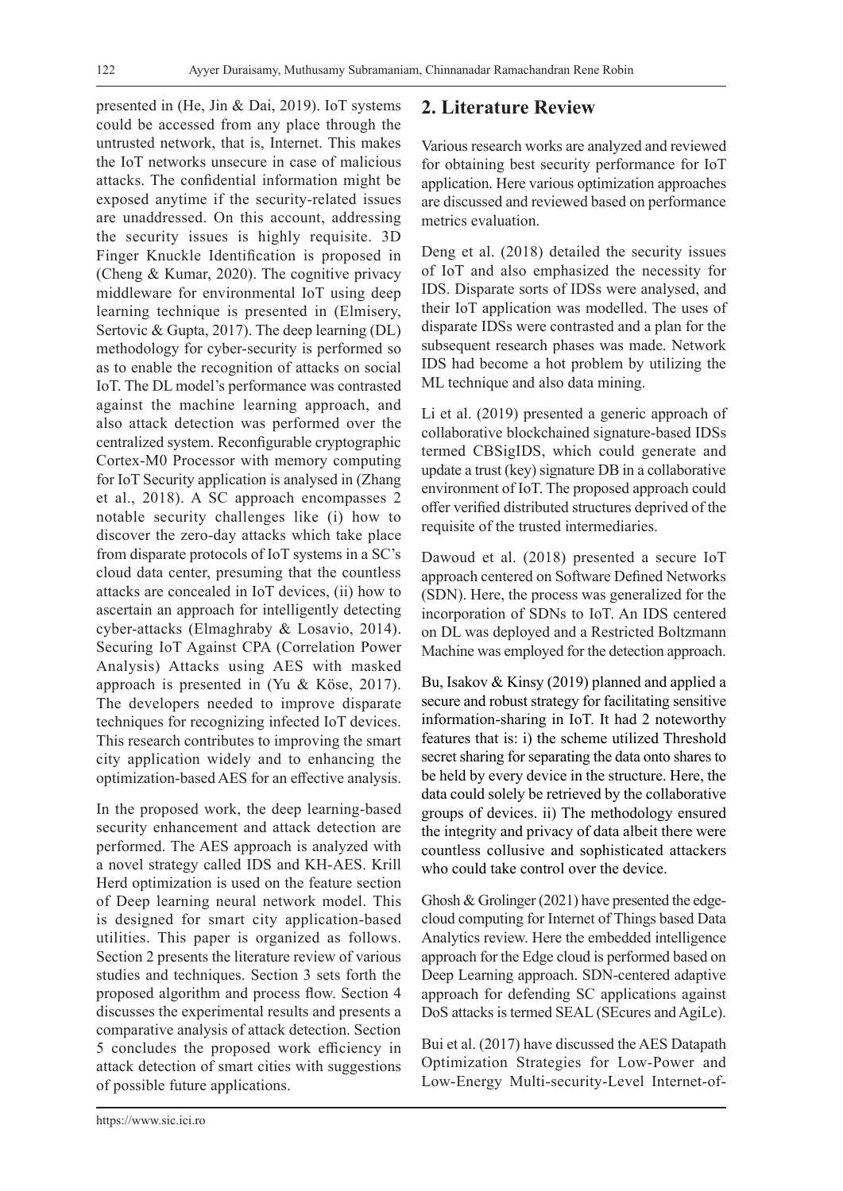presented in (He, Jin & Dai, 2019). IoT systems could be accessed from any place through the untrusted network, that is, Internet. This makes the IoT networks unsecure in case of malicious attacks. The confidential information might be exposed anytime if the security-related issues are unaddressed. On this account, addressing the security issues is highly requisite. 3D Finger Knuckle Identification is proposed in (Cheng & Kumar, 2020). The cognitive privacy middleware for environmental IoT using deep learning technique is presented in (Elmisery, Sertovic & Gupta, 2017). The deep learning (DL) methodology for cyber-security is performed so as to enable the recognition of attacks on social IoT. The DL model's performance was contrasted against the machine learning approach, and also attack detection was performed over the centralized system. Reconfigurable cryptographic Cortex-M0 Processor with memory computing for IoT Security application is analysed in (Zhang et al., 2018). A SC approach encompasses 2 notable security challenges like (i) how to discover the zero-day attacks which take place from disparate protocols of IoT systems in a SC's cloud data center, presuming that the countless attacks are concealed in IoT devices, (ii) how to ascertain an approach for intelligently detecting cyber-attacks (Elmaghraby & Losavio, 2014). Securing IoT Against CPA (Correlation Power Analysis) Attacks using AES with masked approach is presented in (Yu & Köse, 2017). The developers needed to improve disparate techniques for recognizing infected IoT devices. This research contributes to improving the smart city application widely and to enhancing the optimization-based AES for an effective analysis.

In the proposed work, the deep learning-based security enhancement and attack detection are performed. The AES approach is analyzed with a novel strategy called IDS and KH-AES. Krill Herd optimization is used on the feature section of Deep learning neural network model. This is designed for smart city application-based utilities. This paper is organized as follows. Section 2 presents the literature review of various studies and techniques. Section 3 sets forth the proposed algorithm and process flow. Section 4 discusses the experimental results and presents a comparative analysis of attack detection. Section 5 concludes the proposed work efficiency in attack detection of smart cities with suggestions of possible future applications.

## 2. Literature Review

Various research works are analyzed and reviewed for obtaining best security performance for IoT application. Here various optimization approaches are discussed and reviewed based on performance metrics evaluation.

Deng et al. (2018) detailed the security issues of IoT and also emphasized the necessity for IDS. Disparate sorts of IDSs were analysed, and their IoT application was modelled. The uses of disparate IDSs were contrasted and a plan for the subsequent research phases was made. Network IDS had become a hot problem by utilizing the ML technique and also data mining.

Li et al. (2019) presented a generic approach of collaborative blockchained signature-based IDSs termed CBSigIDS, which could generate and update a trust (key) signature DB in a collaborative environment of IoT. The proposed approach could offer verified distributed structures deprived of the requisite of the trusted intermediaries.

Dawoud et al. (2018) presented a secure IoT approach centered on Software Defined Networks (SDN). Here, the process was generalized for the incorporation of SDNs to IoT. An IDS centered on DL was deployed and a Restricted Boltzmann Machine was employed for the detection approach.

Bu, Isakov & Kinsy (2019) planned and applied a secure and robust strategy for facilitating sensitive information-sharing in IoT. It had 2 noteworthy features that is: i) the scheme utilized Threshold secret sharing for separating the data onto shares to be held by every device in the structure. Here, the data could solely be retrieved by the collaborative groups of devices. ii) The methodology ensured the integrity and privacy of data albeit there were countless collusive and sophisticated attackers who could take control over the device.

Ghosh & Grolinger (2021) have presented the edge-cloud computing for Internet of Things based Data Analytics review. Here the embedded intelligence approach for the Edge cloud is performed based on Deep Learning approach. SDN-centered adaptive approach for defending SC applications against DoS attacks is termed SEAL (SEcures and AgiLe).

Bui et al. (2017) have discussed the AES Datapath Optimization Strategies for Low-Power and Low-Energy Multi-security-Level Internet-of-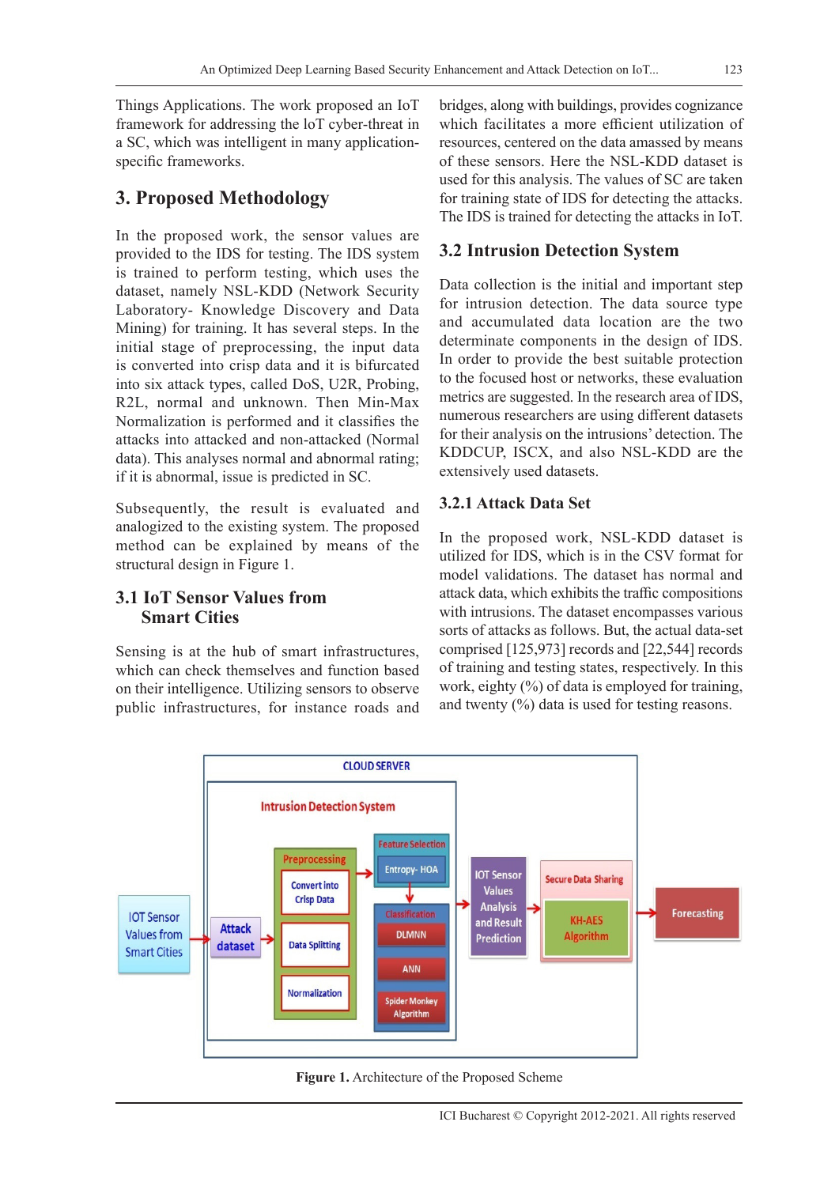Things Applications. The work proposed an IoT framework for addressing the loT cyber-threat in a SC, which was intelligent in many application-specific frameworks.

## 3. Proposed Methodology

In the proposed work, the sensor values are provided to the IDS for testing. The IDS system is trained to perform testing, which uses the dataset, namely NSL-KDD (Network Security Laboratory- Knowledge Discovery and Data Mining) for training. It has several steps. In the initial stage of preprocessing, the input data is converted into crisp data and it is bifurcated into six attack types, called DoS, U2R, Probing, R2L, normal and unknown. Then Min-Max Normalization is performed and it classifies the attacks into attacked and non-attacked (Normal data). This analyses normal and abnormal rating; if it is abnormal, issue is predicted in SC.

Subsequently, the result is evaluated and analogized to the existing system. The proposed method can be explained by means of the structural design in Figure 1.

### 3.1 IoT Sensor Values from Smart Cities

Sensing is at the hub of smart infrastructures, which can check themselves and function based on their intelligence. Utilizing sensors to observe public infrastructures, for instance roads and bridges, along with buildings, provides cognizance which facilitates a more efficient utilization of resources, centered on the data amassed by means of these sensors. Here the NSL-KDD dataset is used for this analysis. The values of SC are taken for training state of IDS for detecting the attacks. The IDS is trained for detecting the attacks in IoT.

### 3.2 Intrusion Detection System

Data collection is the initial and important step for intrusion detection. The data source type and accumulated data location are the two determinate components in the design of IDS. In order to provide the best suitable protection to the focused host or networks, these evaluation metrics are suggested. In the research area of IDS, numerous researchers are using different datasets for their analysis on the intrusions' detection. The KDDCUP, ISCX, and also NSL-KDD are the extensively used datasets.

#### 3.2.1 Attack Data Set

In the proposed work, NSL-KDD dataset is utilized for IDS, which is in the CSV format for model validations. The dataset has normal and attack data, which exhibits the traffic compositions with intrusions. The dataset encompasses various sorts of attacks as follows. But, the actual data-set comprised [125,973] records and [22,544] records of training and testing states, respectively. In this work, eighty (%) of data is employed for training, and twenty (%) data is used for testing reasons.

CLOUD SERVER

Intrusion Detection System

IOT Sensor Values from Smart Cities → Attack dataset → Preprocessing (Convert into Crisp Data; Data Splitting; Normalization) → Feature Selection (Entropy- HOA) → Classification (DLMNN; ANN; Spider Monkey Algorithm) → IOT Sensor Values Analysis and Result Prediction → Secure Data Sharing (KH-AES Algorithm) → Forecasting

**Figure 1.** Architecture of the Proposed Scheme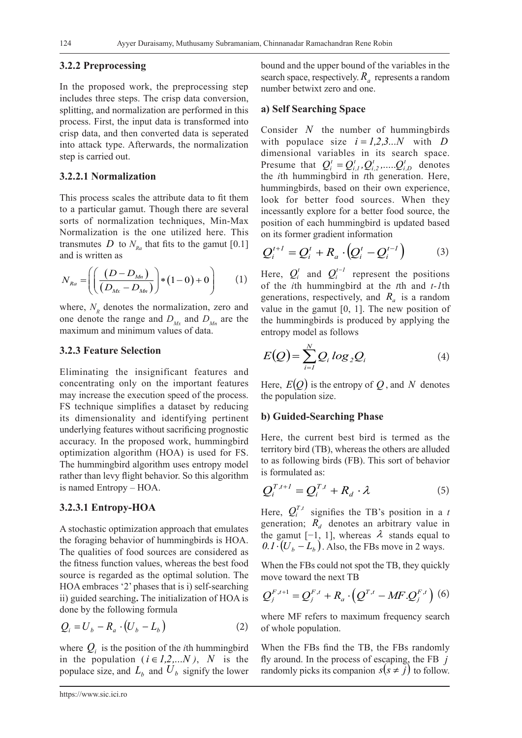### 3.2.2 Preprocessing

In the proposed work, the preprocessing step includes three steps. The crisp data conversion, splitting, and normalization are performed in this process. First, the input data is transformed into crisp data, and then converted data is seperated into attack type. Afterwards, the normalization step is carried out.

#### 3.2.2.1 Normalization

This process scales the attribute data to fit them to a particular gamut. Though there are several sorts of normalization techniques, Min-Max Normalization is the one utilized here. This transmutes $D$ to $N_{Ra}$ that fits to the gamut [0.1] and is written as

$$N_{Ra} = \left( \left( \frac{(D - D_{Mn})}{(D_{Mx} - D_{Mn})} \right) * (1 - 0) + 0 \right) \quad (1)$$

where, $N_R$ denotes the normalization, zero and one denote the range and $D_{Mx}$ and $D_{Mn}$ are the maximum and minimum values of data.

### 3.2.3 Feature Selection

Eliminating the insignificant features and concentrating only on the important features may increase the execution speed of the process. FS technique simplifies a dataset by reducing its dimensionality and identifying pertinent underlying features without sacrificing prognostic accuracy. In the proposed work, hummingbird optimization algorithm (HOA) is used for FS. The hummingbird algorithm uses entropy model rather than levy flight behavior. So this algorithm is named Entropy – HOA.

#### 3.2.3.1 Entropy-HOA

A stochastic optimization approach that emulates the foraging behavior of hummingbirds is HOA. The qualities of food sources are considered as the fitness function values, whereas the best food source is regarded as the optimal solution. The HOA embraces '2' phases that is i) self-searching ii) guided searching**.** The initialization of HOA is done by the following formula

$$Q_i = U_b - R_a \cdot (U_b - L_b) \quad (2)$$

where $Q_i$ is the position of the *i*th hummingbird in the population ($i \in 1,2,...N$), $N$ is the populace size, and $L_b$ and $U_b$ signify the lower bound and the upper bound of the variables in the search space, respectively. $R_a$ represents a random number betwixt zero and one.

**a) Self Searching Space**

Consider $N$ the number of hummingbirds with populace size $i = 1,2,3...N$ with $D$ dimensional variables in its search space. Presume that $Q_i^t = Q_{i,1}^t, Q_{i,2}^t, .....Q_{i,D}^t$ denotes the *i*th hummingbird in *t*th generation. Here, hummingbirds, based on their own experience, look for better food sources. When they incessantly explore for a better food source, the position of each hummingbird is updated based on its former gradient information

$$Q_i^{t+1} = Q_i^t + R_a \cdot \left( Q_i^t - Q_i^{t-1} \right) \quad (3)$$

Here, $Q_i^t$ and $Q_i^{t-1}$ represent the positions of the *i*th hummingbird at the *t*th and *t-1*th generations, respectively, and $R_a$ is a random value in the gamut [0, 1]. The new position of the hummingbirds is produced by applying the entropy model as follows

$$E(Q) = \sum_{i=1}^{N} Q_i \log_2 Q_i \quad (4)$$

Here, $E(Q)$ is the entropy of $Q$, and $N$ denotes the population size.

**b) Guided-Searching Phase**

Here, the current best bird is termed as the territory bird (TB), whereas the others are alluded to as following birds (FB). This sort of behavior is formulated as:

$$Q_i^{T,t+1} = Q_i^{T,t} + R_d \cdot \lambda \quad (5)$$

Here, $Q_i^{T,t}$ signifies the TB's position in a $t$ generation; $R_d$ denotes an arbitrary value in the gamut [−1, 1], whereas $\lambda$ stands equal to $0.1 \cdot (U_b - L_b)$. Also, the FBs move in 2 ways.

When the FBs could not spot the TB, they quickly move toward the next TB

$$Q_j^{F,t+1} = Q_j^{F,t} + R_a \cdot \left( Q^{T,t} - MF.Q_j^{F,t} \right) \quad (6)$$

where MF refers to maximum frequency search of whole population.

When the FBs find the TB, the FBs randomly fly around. In the process of escaping, the FB $j$ randomly picks its companion $s(s \neq j)$ to follow.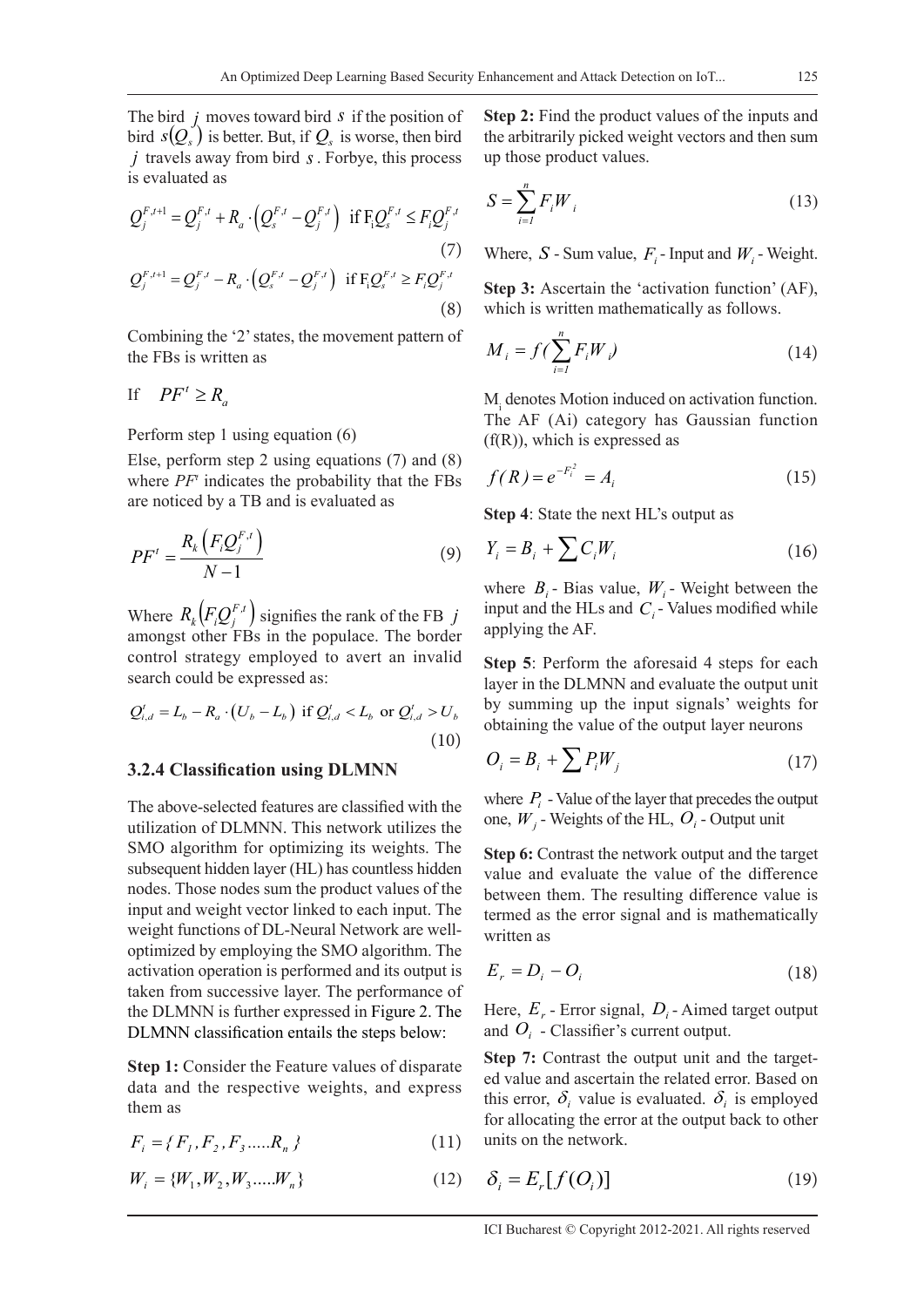The bird $j$ moves toward bird $s$ if the position of bird $s(Q_s)$ is better. But, if $Q_s$ is worse, then bird $j$ travels away from bird $s$. Forbye, this process is evaluated as

$$Q_j^{F,t+1} = Q_j^{F,t} + R_a \cdot \left(Q_s^{F,t} - Q_j^{F,t}\right) \text{ if } F_i Q_s^{F,t} \leq F_i Q_j^{F,t} \tag{7}$$

$$Q_j^{F,t+1} = Q_j^{F,t} - R_a \cdot \left(Q_s^{F,t} - Q_j^{F,t}\right) \text{ if } F_i Q_s^{F,t} \geq F_i Q_j^{F,t} \tag{8}$$

Combining the '2' states, the movement pattern of the FBs is written as

If $PF^t \geq R_a$

Perform step 1 using equation (6)

Else, perform step 2 using equations (7) and (8) where $PF^t$ indicates the probability that the FBs are noticed by a TB and is evaluated as

$$PF^t = \frac{R_k\left(F_i Q_j^{F,t}\right)}{N-1} \tag{9}$$

Where $R_k\left(F_i Q_j^{F,t}\right)$ signifies the rank of the FB $j$ amongst other FBs in the populace. The border control strategy employed to avert an invalid search could be expressed as:

$$Q_{i,d}^t = L_b - R_a \cdot \left(U_b - L_b\right) \text{ if } Q_{i,d}^t < L_b \text{ or } Q_{i,d}^t > U_b \tag{10}$$

### 3.2.4 Classification using DLMNN

The above-selected features are classified with the utilization of DLMNN. This network utilizes the SMO algorithm for optimizing its weights. The subsequent hidden layer (HL) has countless hidden nodes. Those nodes sum the product values of the input and weight vector linked to each input. The weight functions of DL-Neural Network are well-optimized by employing the SMO algorithm. The activation operation is performed and its output is taken from successive layer. The performance of the DLMNN is further expressed in Figure 2. The DLMNN classification entails the steps below:

**Step 1:** Consider the Feature values of disparate data and the respective weights, and express them as

$$F_i = \{F_1, F_2, F_3 \ldots\ldots R_n\} \tag{11}$$

$$W_i = \{W_1, W_2, W_3 \ldots\ldots W_n\} \tag{12}$$

**Step 2:** Find the product values of the inputs and the arbitrarily picked weight vectors and then sum up those product values.

$$S = \sum_{i=1}^{n} F_i W_i \tag{13}$$

Where, $S$ - Sum value, $F_i$ - Input and $W_i$ - Weight.

**Step 3:** Ascertain the 'activation function' (AF), which is written mathematically as follows.

$$M_i = f\left(\sum_{i=1}^{n} F_i W_i\right) \tag{14}$$

$M_i$ denotes Motion induced on activation function. The AF (Ai) category has Gaussian function (f(R)), which is expressed as

$$f(R) = e^{-F_i^2} = A_i \tag{15}$$

**Step 4**: State the next HL's output as

$$Y_i = B_i + \sum C_i W_i \tag{16}$$

where $B_i$ - Bias value, $W_i$ - Weight between the input and the HLs and $C_i$ - Values modified while applying the AF.

**Step 5**: Perform the aforesaid 4 steps for each layer in the DLMNN and evaluate the output unit by summing up the input signals' weights for obtaining the value of the output layer neurons

$$O_i = B_i + \sum P_i W_j \tag{17}$$

where $P_i$ - Value of the layer that precedes the output one, $W_j$ - Weights of the HL, $O_i$ - Output unit

**Step 6:** Contrast the network output and the target value and evaluate the value of the difference between them. The resulting difference value is termed as the error signal and is mathematically written as

$$E_r = D_i - O_i \tag{18}$$

Here, $E_r$ - Error signal, $D_i$ - Aimed target output and $O_i$ - Classifier's current output.

**Step 7:** Contrast the output unit and the targeted value and ascertain the related error. Based on this error, $\delta_i$ value is evaluated. $\delta_i$ is employed for allocating the error at the output back to other units on the network.

$$\delta_i = E_r[f(O_i)] \tag{19}$$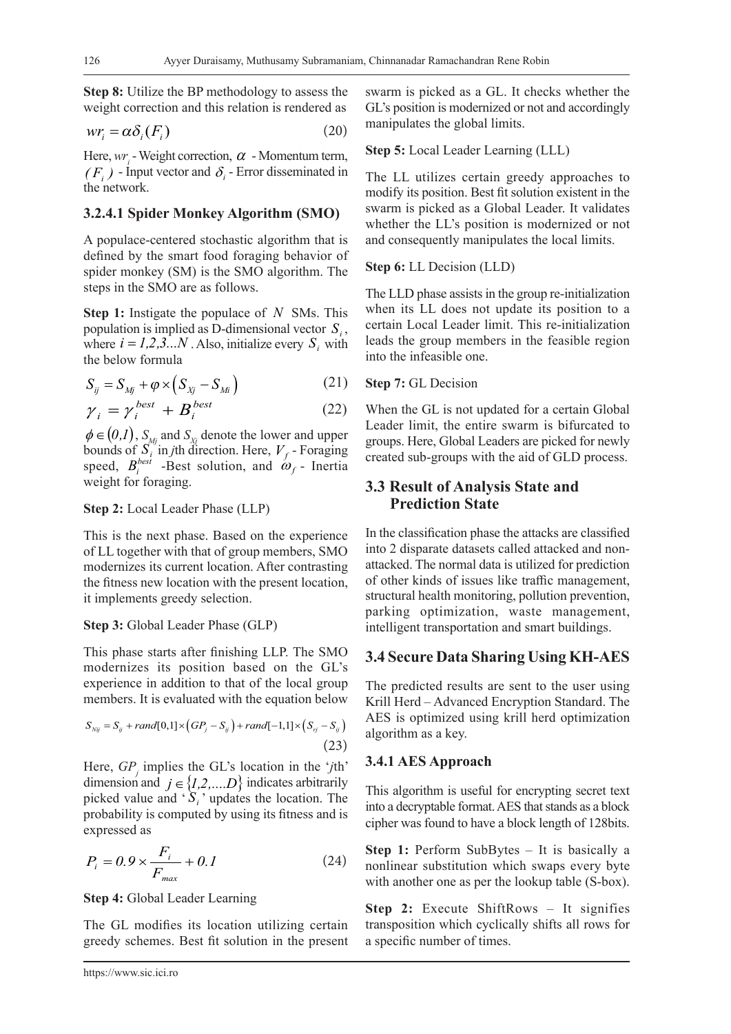**Step 8:** Utilize the BP methodology to assess the weight correction and this relation is rendered as

$$wr_i = \alpha \delta_i (F_i) \tag{20}$$

Here, $wr_i$ - Weight correction, $\alpha$ - Momentum term, $(F_i)$ - Input vector and $\delta_i$ - Error disseminated in the network.

#### 3.2.4.1 Spider Monkey Algorithm (SMO)

A populace-centered stochastic algorithm that is defined by the smart food foraging behavior of spider monkey (SM) is the SMO algorithm. The steps in the SMO are as follows.

**Step 1:** Instigate the populace of $N$ SMs. This population is implied as D-dimensional vector $S_i$, where $i = 1,2,3...N$. Also, initialize every $S_i$ with the below formula

$$S_{ij} = S_{Mj} + \varphi \times \left( S_{Xj} - S_{Mi} \right) \tag{21}$$

$$\gamma_i = \gamma_i^{best} + B_i^{best} \tag{22}$$

$\phi \in (0,1)$, $S_{Mj}$ and $S_{Xj}$ denote the lower and upper bounds of $S_i$ in *j*th direction. Here, $V_f$ - Foraging speed, $B_i^{best}$ -Best solution, and $\omega_f$ - Inertia weight for foraging.

**Step 2:** Local Leader Phase (LLP)

This is the next phase. Based on the experience of LL together with that of group members, SMO modernizes its current location. After contrasting the fitness new location with the present location, it implements greedy selection.

**Step 3:** Global Leader Phase (GLP)

This phase starts after finishing LLP. The SMO modernizes its position based on the GL's experience in addition to that of the local group members. It is evaluated with the equation below

$$S_{Nij} = S_{ij} + rand[0,1] \times \left( GP_j - S_{ij} \right) + rand[-1,1] \times \left( S_{rj} - S_{ij} \right) \tag{23}$$

Here, $GP_j$ implies the GL's location in the '*j*th' dimension and $j \in \{1,2,....D\}$ indicates arbitrarily picked value and '$S_i$' updates the location. The probability is computed by using its fitness and is expressed as

$$P_i = 0.9 \times \frac{F_i}{F_{max}} + 0.1 \tag{24}$$

**Step 4:** Global Leader Learning

The GL modifies its location utilizing certain greedy schemes. Best fit solution in the present swarm is picked as a GL. It checks whether the GL's position is modernized or not and accordingly manipulates the global limits.

**Step 5:** Local Leader Learning (LLL)

The LL utilizes certain greedy approaches to modify its position. Best fit solution existent in the swarm is picked as a Global Leader. It validates whether the LL's position is modernized or not and consequently manipulates the local limits.

**Step 6:** LL Decision (LLD)

The LLD phase assists in the group re-initialization when its LL does not update its position to a certain Local Leader limit. This re-initialization leads the group members in the feasible region into the infeasible one.

**Step 7:** GL Decision

When the GL is not updated for a certain Global Leader limit, the entire swarm is bifurcated to groups. Here, Global Leaders are picked for newly created sub-groups with the aid of GLD process.

### 3.3 Result of Analysis State and Prediction State

In the classification phase the attacks are classified into 2 disparate datasets called attacked and non-attacked. The normal data is utilized for prediction of other kinds of issues like traffic management, structural health monitoring, pollution prevention, parking optimization, waste management, intelligent transportation and smart buildings.

### 3.4 Secure Data Sharing Using KH-AES

The predicted results are sent to the user using Krill Herd – Advanced Encryption Standard. The AES is optimized using krill herd optimization algorithm as a key.

#### 3.4.1 AES Approach

This algorithm is useful for encrypting secret text into a decryptable format. AES that stands as a block cipher was found to have a block length of 128bits.

**Step 1:** Perform SubBytes – It is basically a nonlinear substitution which swaps every byte with another one as per the lookup table (S-box).

**Step 2:** Execute ShiftRows – It signifies transposition which cyclically shifts all rows for a specific number of times.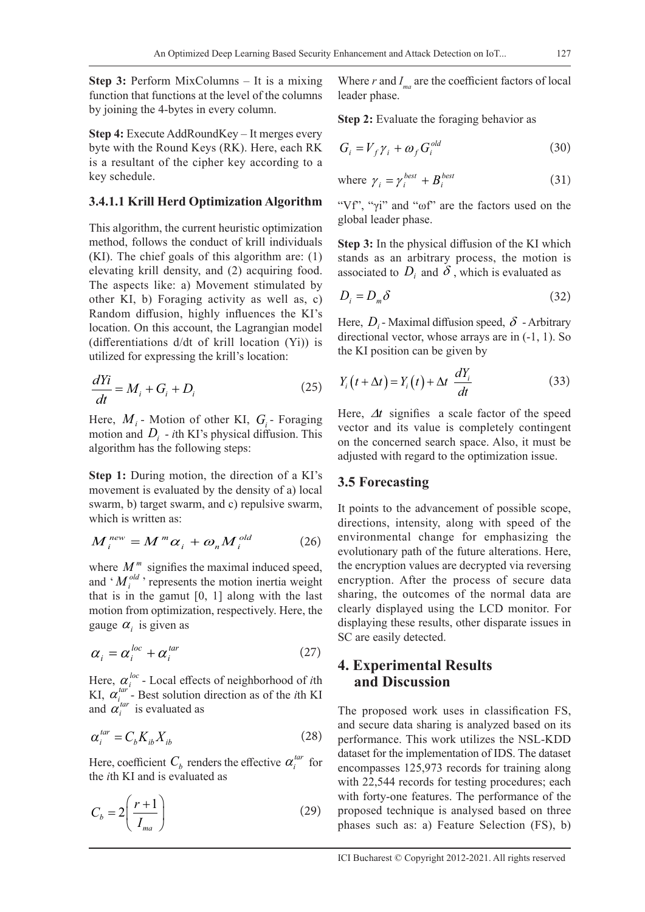**Step 3:** Perform MixColumns – It is a mixing function that functions at the level of the columns by joining the 4-bytes in every column.

**Step 4:** Execute AddRoundKey – It merges every byte with the Round Keys (RK). Here, each RK is a resultant of the cipher key according to a key schedule.

### 3.4.1.1 Krill Herd Optimization Algorithm

This algorithm, the current heuristic optimization method, follows the conduct of krill individuals (KI). The chief goals of this algorithm are: (1) elevating krill density, and (2) acquiring food. The aspects like: a) Movement stimulated by other KI, b) Foraging activity as well as, c) Random diffusion, highly influences the KI's location. On this account, the Lagrangian model (differentiations d/dt of krill location (Yi)) is utilized for expressing the krill's location:

$$\frac{dYi}{dt} = M_i + G_i + D_i \tag{25}$$

Here, $M_i$ - Motion of other KI, $G_i$ - Foraging motion and $D_i$ - *i*th KI's physical diffusion. This algorithm has the following steps:

**Step 1:** During motion, the direction of a KI's movement is evaluated by the density of a) local swarm, b) target swarm, and c) repulsive swarm, which is written as:

$$M_i^{new} = M^m \alpha_i + \omega_n M_i^{old} \tag{26}$$

where $M^m$ signifies the maximal induced speed, and '$M_i^{old}$' represents the motion inertia weight that is in the gamut [0, 1] along with the last motion from optimization, respectively. Here, the gauge $\alpha_i$ is given as

$$\alpha_i = \alpha_i^{loc} + \alpha_i^{tar} \tag{27}$$

Here, $\alpha_i^{loc}$ - Local effects of neighborhood of *i*th KI, $\alpha_i^{tar}$ - Best solution direction as of the *i*th KI and $\alpha_i^{tar}$ is evaluated as

$$\alpha_i^{tar} = C_b K_{ib} X_{ib} \tag{28}$$

Here, coefficient $C_b$ renders the effective $\alpha_i^{tar}$ for the *i*th KI and is evaluated as

$$C_b = 2\left(\frac{r+1}{I_{ma}}\right) \tag{29}$$

Where $r$ and $I_{ma}$ are the coefficient factors of local leader phase.

**Step 2:** Evaluate the foraging behavior as

$$G_i = V_f \gamma_i + \omega_f G_i^{old} \tag{30}$$

$$\text{where } \gamma_i = \gamma_i^{best} + B_i^{best} \tag{31}$$

"Vf", "γi" and "ωf" are the factors used on the global leader phase.

**Step 3:** In the physical diffusion of the KI which stands as an arbitrary process, the motion is associated to $D_i$ and $\delta$, which is evaluated as

$$D_i = D_m \delta \tag{32}$$

Here, $D_i$ - Maximal diffusion speed, $\delta$ - Arbitrary directional vector, whose arrays are in (-1, 1). So the KI position can be given by

$$Y_i(t + \Delta t) = Y_i(t) + \Delta t \ \frac{dY_i}{dt} \tag{33}$$

Here, $\Delta t$ signifies a scale factor of the speed vector and its value is completely contingent on the concerned search space. Also, it must be adjusted with regard to the optimization issue.

## 3.5 Forecasting

It points to the advancement of possible scope, directions, intensity, along with speed of the environmental change for emphasizing the evolutionary path of the future alterations. Here, the encryption values are decrypted via reversing encryption. After the process of secure data sharing, the outcomes of the normal data are clearly displayed using the LCD monitor. For displaying these results, other disparate issues in SC are easily detected.

# 4. Experimental Results and Discussion

The proposed work uses in classification FS, and secure data sharing is analyzed based on its performance. This work utilizes the NSL-KDD dataset for the implementation of IDS. The dataset encompasses 125,973 records for training along with 22,544 records for testing procedures; each with forty-one features. The performance of the proposed technique is analysed based on three phases such as: a) Feature Selection (FS), b)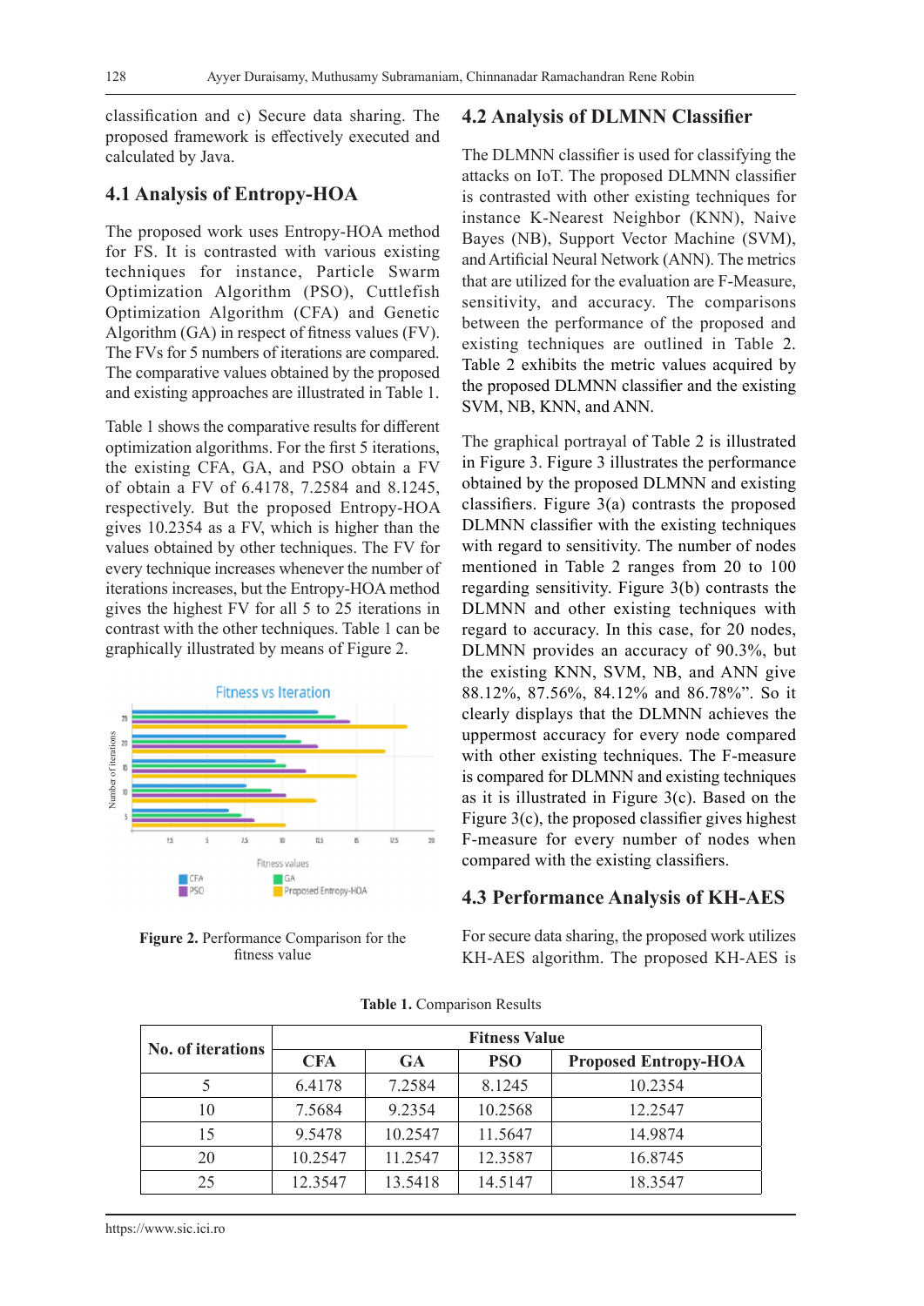classification and c) Secure data sharing. The proposed framework is effectively executed and calculated by Java.

## 4.1 Analysis of Entropy-HOA

The proposed work uses Entropy-HOA method for FS. It is contrasted with various existing techniques for instance, Particle Swarm Optimization Algorithm (PSO), Cuttlefish Optimization Algorithm (CFA) and Genetic Algorithm (GA) in respect of fitness values (FV). The FVs for 5 numbers of iterations are compared. The comparative values obtained by the proposed and existing approaches are illustrated in Table 1.

Table 1 shows the comparative results for different optimization algorithms. For the first 5 iterations, the existing CFA, GA, and PSO obtain a FV of obtain a FV of 6.4178, 7.2584 and 8.1245, respectively. But the proposed Entropy-HOA gives 10.2354 as a FV, which is higher than the values obtained by other techniques. The FV for every technique increases whenever the number of iterations increases, but the Entropy-HOA method gives the highest FV for all 5 to 25 iterations in contrast with the other techniques. Table 1 can be graphically illustrated by means of Figure 2.

**Figure 2.** Performance Comparison for the fitness value

## 4.2 Analysis of DLMNN Classifier

The DLMNN classifier is used for classifying the attacks on IoT. The proposed DLMNN classifier is contrasted with other existing techniques for instance K-Nearest Neighbor (KNN), Naive Bayes (NB), Support Vector Machine (SVM), and Artificial Neural Network (ANN). The metrics that are utilized for the evaluation are F-Measure, sensitivity, and accuracy. The comparisons between the performance of the proposed and existing techniques are outlined in Table 2. Table 2 exhibits the metric values acquired by the proposed DLMNN classifier and the existing SVM, NB, KNN, and ANN.

The graphical portrayal of Table 2 is illustrated in Figure 3. Figure 3 illustrates the performance obtained by the proposed DLMNN and existing classifiers. Figure 3(a) contrasts the proposed DLMNN classifier with the existing techniques with regard to sensitivity. The number of nodes mentioned in Table 2 ranges from 20 to 100 regarding sensitivity. Figure 3(b) contrasts the DLMNN and other existing techniques with regard to accuracy. In this case, for 20 nodes, DLMNN provides an accuracy of 90.3%, but the existing KNN, SVM, NB, and ANN give 88.12%, 87.56%, 84.12% and 86.78%". So it clearly displays that the DLMNN achieves the uppermost accuracy for every node compared with other existing techniques. The F-measure is compared for DLMNN and existing techniques as it is illustrated in Figure 3(c). Based on the Figure 3(c), the proposed classifier gives highest F-measure for every number of nodes when compared with the existing classifiers.

## 4.3 Performance Analysis of KH-AES

For secure data sharing, the proposed work utilizes KH-AES algorithm. The proposed KH-AES is

**Table 1.** Comparison Results

| No. of iterations | Fitness Value | | | |
|---|---|---|---|---|
| | CFA | GA | PSO | Proposed Entropy-HOA |
| 5 | 6.4178 | 7.2584 | 8.1245 | 10.2354 |
| 10 | 7.5684 | 9.2354 | 10.2568 | 12.2547 |
| 15 | 9.5478 | 10.2547 | 11.5647 | 14.9874 |
| 20 | 10.2547 | 11.2547 | 12.3587 | 16.8745 |
| 25 | 12.3547 | 13.5418 | 14.5147 | 18.3547 |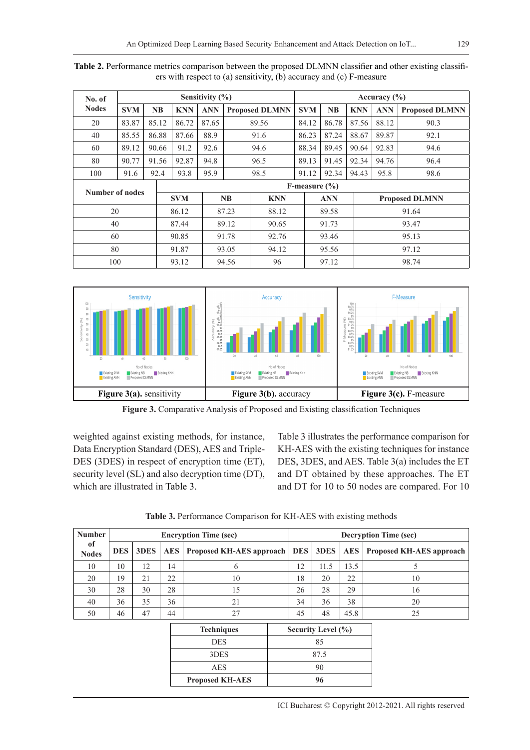**Table 2.** Performance metrics comparison between the proposed DLMNN classifier and other existing classifiers with respect to (a) sensitivity, (b) accuracy and (c) F-measure

| No. of Nodes | Sensitivity (%) | | | | | Accuracy (%) | | | | |
|---|---|---|---|---|---|---|---|---|---|---|
| | SVM | NB | KNN | ANN | Proposed DLMNN | SVM | NB | KNN | ANN | Proposed DLMNN |
| 20 | 83.87 | 85.12 | 86.72 | 87.65 | 89.56 | 84.12 | 86.78 | 87.56 | 88.12 | 90.3 |
| 40 | 85.55 | 86.88 | 87.66 | 88.9 | 91.6 | 86.23 | 87.24 | 88.67 | 89.87 | 92.1 |
| 60 | 89.12 | 90.66 | 91.2 | 92.6 | 94.6 | 88.34 | 89.45 | 90.64 | 92.83 | 94.6 |
| 80 | 90.77 | 91.56 | 92.87 | 94.8 | 96.5 | 89.13 | 91.45 | 92.34 | 94.76 | 96.4 |
| 100 | 91.6 | 92.4 | 93.8 | 95.9 | 98.5 | 91.12 | 92.34 | 94.43 | 95.8 | 98.6 |

| Number of nodes | F-measure (%) | | | | |
|---|---|---|---|---|---|
| | SVM | NB | KNN | ANN | Proposed DLMNN |
| 20 | 86.12 | 87.23 | 88.12 | 89.58 | 91.64 |
| 40 | 87.44 | 89.12 | 90.65 | 91.73 | 93.47 |
| 60 | 90.85 | 91.78 | 92.76 | 93.46 | 95.13 |
| 80 | 91.87 | 93.05 | 94.12 | 95.56 | 97.12 |
| 100 | 93.12 | 94.56 | 96 | 97.12 | 98.74 |

**Figure 3(a).** sensitivity **Figure 3(b).** accuracy **Figure 3(c).** F-measure

**Figure 3.** Comparative Analysis of Proposed and Existing classification Techniques

weighted against existing methods, for instance, Data Encryption Standard (DES), AES and Triple-DES (3DES) in respect of encryption time (ET), security level (SL) and also decryption time (DT), which are illustrated in Table 3.

Table 3 illustrates the performance comparison for KH-AES with the existing techniques for instance DES, 3DES, and AES. Table 3(a) includes the ET and DT obtained by these approaches. The ET and DT for 10 to 50 nodes are compared. For 10

**Table 3.** Performance Comparison for KH-AES with existing methods

| Number of Nodes | Encryption Time (sec) | | | | Decryption Time (sec) | | | |
|---|---|---|---|---|---|---|---|---|
| | DES | 3DES | AES | Proposed KH-AES approach | DES | 3DES | AES | Proposed KH-AES approach |
| 10 | 10 | 12 | 14 | 6 | 12 | 11.5 | 13.5 | 5 |
| 20 | 19 | 21 | 22 | 10 | 18 | 20 | 22 | 10 |
| 30 | 28 | 30 | 28 | 15 | 26 | 28 | 29 | 16 |
| 40 | 36 | 35 | 36 | 21 | 34 | 36 | 38 | 20 |
| 50 | 46 | 47 | 44 | 27 | 45 | 48 | 45.8 | 25 |

| Techniques | Security Level (%) |
|---|---|
| DES | 85 |
| 3DES | 87.5 |
| AES | 90 |
| **Proposed KH-AES** | **96** |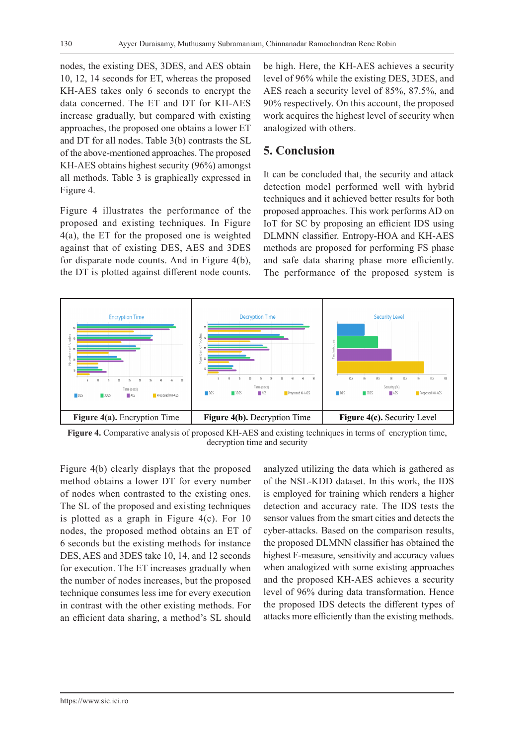nodes, the existing DES, 3DES, and AES obtain 10, 12, 14 seconds for ET, whereas the proposed KH-AES takes only 6 seconds to encrypt the data concerned. The ET and DT for KH-AES increase gradually, but compared with existing approaches, the proposed one obtains a lower ET and DT for all nodes. Table 3(b) contrasts the SL of the above-mentioned approaches. The proposed KH-AES obtains highest security (96%) amongst all methods. Table 3 is graphically expressed in Figure 4.

Figure 4 illustrates the performance of the proposed and existing techniques. In Figure 4(a), the ET for the proposed one is weighted against that of existing DES, AES and 3DES for disparate node counts. And in Figure 4(b), the DT is plotted against different node counts.

| **Figure 4(a).** Encryption Time | **Figure 4(b).** Decryption Time | **Figure 4(c).** Security Level |
| --- | --- | --- |

**Figure 4.** Comparative analysis of proposed KH-AES and existing techniques in terms of encryption time, decryption time and security

Figure 4(b) clearly displays that the proposed method obtains a lower DT for every number of nodes when contrasted to the existing ones. The SL of the proposed and existing techniques is plotted as a graph in Figure 4(c). For 10 nodes, the proposed method obtains an ET of 6 seconds but the existing methods for instance DES, AES and 3DES take 10, 14, and 12 seconds for execution. The ET increases gradually when the number of nodes increases, but the proposed technique consumes less ime for every execution in contrast with the other existing methods. For an efficient data sharing, a method's SL should be high. Here, the KH-AES achieves a security level of 96% while the existing DES, 3DES, and AES reach a security level of 85%, 87.5%, and 90% respectively. On this account, the proposed work acquires the highest level of security when analogized with others.

## 5. Conclusion

It can be concluded that, the security and attack detection model performed well with hybrid techniques and it achieved better results for both proposed approaches. This work performs AD on IoT for SC by proposing an efficient IDS using DLMNN classifier. Entropy-HOA and KH-AES methods are proposed for performing FS phase and safe data sharing phase more efficiently. The performance of the proposed system is analyzed utilizing the data which is gathered as of the NSL-KDD dataset. In this work, the IDS is employed for training which renders a higher detection and accuracy rate. The IDS tests the sensor values from the smart cities and detects the cyber-attacks. Based on the comparison results, the proposed DLMNN classifier has obtained the highest F-measure, sensitivity and accuracy values when analogized with some existing approaches and the proposed KH-AES achieves a security level of 96% during data transformation. Hence the proposed IDS detects the different types of attacks more efficiently than the existing methods.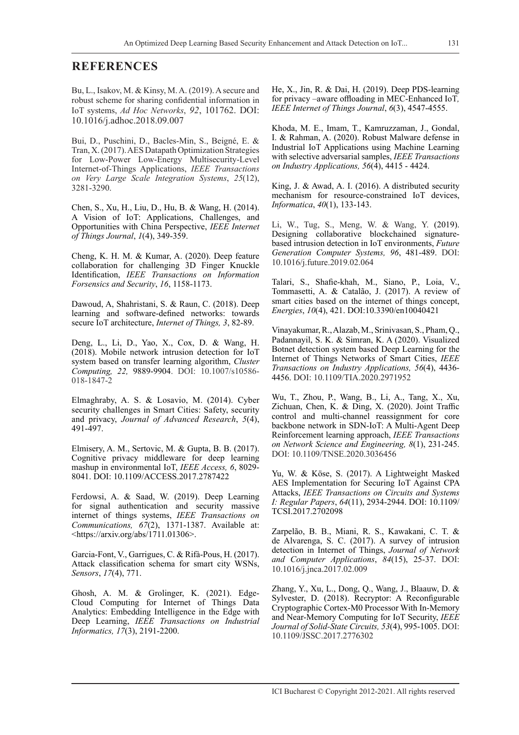## REFERENCES

Bu, L., Isakov, M. & Kinsy, M. A. (2019). A secure and robust scheme for sharing confidential information in IoT systems, *Ad Hoc Networks*, *92*, 101762. DOI: 10.1016/j.adhoc.2018.09.007

Bui, D., Puschini, D., Bacles-Min, S., Beigné, E. & Tran, X. (2017). AES Datapath Optimization Strategies for Low-Power Low-Energy Multisecurity-Level Internet-of-Things Applications, *IEEE Transactions on Very Large Scale Integration Systems*, *25*(12), 3281-3290.

Chen, S., Xu, H., Liu, D., Hu, B. & Wang, H. (2014). A Vision of IoT: Applications, Challenges, and Opportunities with China Perspective, *IEEE Internet of Things Journal*, *1*(4), 349-359.

Cheng, K. H. M. & Kumar, A. (2020). Deep feature collaboration for challenging 3D Finger Knuckle Identification, *IEEE Transactions on Information Forsensics and Security*, *16*, 1158-1173.

Dawoud, A, Shahristani, S. & Raun, C. (2018). Deep learning and software-defined networks: towards secure IoT architecture, *Internet of Things, 3*, 82-89.

Deng, L., Li, D., Yao, X., Cox, D. & Wang, H. (2018). Mobile network intrusion detection for IoT system based on transfer learning algorithm, *Cluster Computing, 22,* 9889-9904. DOI: 10.1007/s10586-018-1847-2

Elmaghraby, A. S. & Losavio, M. (2014). Cyber security challenges in Smart Cities: Safety, security and privacy, *Journal of Advanced Research*, *5*(4), 491-497.

Elmisery, A. M., Sertovic, M. & Gupta, B. B. (2017). Cognitive privacy middleware for deep learning mashup in environmental IoT, *IEEE Access, 6*, 8029-8041. DOI: 10.1109/ACCESS.2017.2787422

Ferdowsi, A. & Saad, W. (2019). Deep Learning for signal authentication and security massive internet of things systems, *IEEE Transactions on Communications, 67*(2), 1371-1387. Available at: <https://arxiv.org/abs/1711.01306>.

Garcia-Font, V., Garrigues, C. & Rifà-Pous, H. (2017). Attack classification schema for smart city WSNs, *Sensors*, *17*(4), 771.

Ghosh, A. M. & Grolinger, K. (2021). Edge-Cloud Computing for Internet of Things Data Analytics: Embedding Intelligence in the Edge with Deep Learning, *IEEE Transactions on Industrial Informatics, 17*(3), 2191-2200.

He, X., Jin, R. & Dai, H. (2019). Deep PDS-learning for privacy –aware offloading in MEC-Enhanced IoT*, IEEE Internet of Things Journal*, *6*(3), 4547-4555.

Khoda, M. E., Imam, T., Kamruzzaman, J., Gondal, I. & Rahman, A. (2020). Robust Malware defense in Industrial IoT Applications using Machine Learning with selective adversarial samples, *IEEE Transactions on Industry Applications, 56*(4), 4415 - 4424.

King, J. & Awad, A. I. (2016). A distributed security mechanism for resource-constrained IoT devices, *Informatica*, *40*(1), 133-143.

Li, W., Tug, S., Meng, W. & Wang, Y. (2019). Designing collaborative blockchained signature-based intrusion detection in IoT environments, *Future Generation Computer Systems, 96*, 481-489. DOI: 10.1016/j.future.2019.02.064

Talari, S., Shafie-khah, M., Siano, P., Loia, V., Tommasetti, A. & Catalão, J. (2017). A review of smart cities based on the internet of things concept, *Energies*, *10*(4), 421. DOI:10.3390/en10040421

Vinayakumar, R., Alazab, M., Srinivasan, S., Pham, Q., Padannayil, S. K. & Simran, K. A (2020). Visualized Botnet detection system based Deep Learning for the Internet of Things Networks of Smart Cities, *IEEE Transactions on Industry Applications, 56*(4), 4436-4456. DOI: 10.1109/TIA.2020.2971952

Wu, T., Zhou, P., Wang, B., Li, A., Tang, X., Xu, Zichuan, Chen, K. & Ding, X. (2020). Joint Traffic control and multi-channel reassignment for core backbone network in SDN-IoT: A Multi-Agent Deep Reinforcement learning approach, *IEEE Transactions on Network Science and Engineering, 8*(1), 231-245. DOI: 10.1109/TNSE.2020.3036456

Yu, W. & Köse, S. (2017). A Lightweight Masked AES Implementation for Securing IoT Against CPA Attacks, *IEEE Transactions on Circuits and Systems I: Regular Papers*, *64*(11), 2934-2944. DOI: 10.1109/TCSI.2017.2702098

Zarpelão, B. B., Miani, R. S., Kawakani, C. T. & de Alvarenga, S. C. (2017). A survey of intrusion detection in Internet of Things, *Journal of Network and Computer Applications*, *84*(15), 25-37. DOI: 10.1016/j.jnca.2017.02.009

Zhang, Y., Xu, L., Dong, Q., Wang, J., Blaauw, D. & Sylvester, D. (2018). Recryptor: A Reconfigurable Cryptographic Cortex-M0 Processor With In-Memory and Near-Memory Computing for IoT Security, *IEEE Journal of Solid-State Circuits, 53*(4), 995-1005. DOI: 10.1109/JSSC.2017.2776302